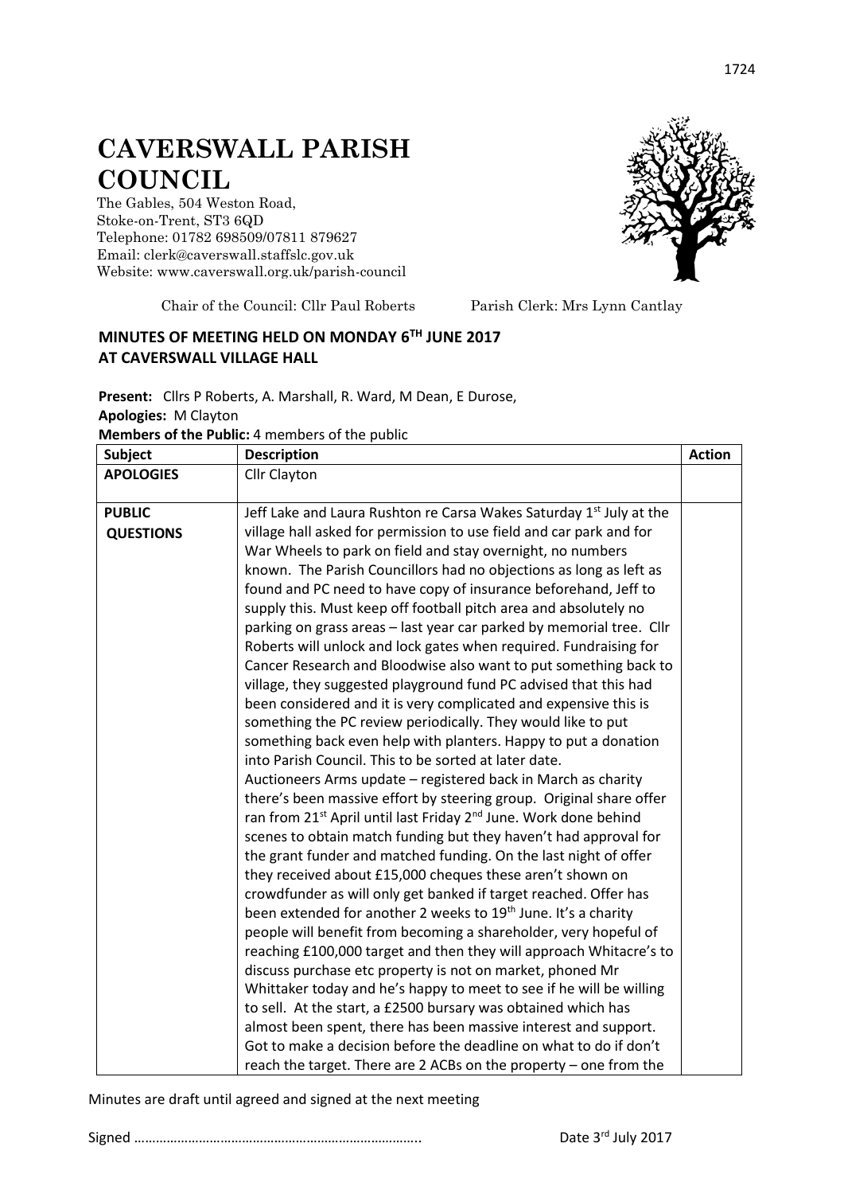# CAVERSWALL PARISH COUNCIL

The Gables, 504 Weston Road,
Stoke-on-Trent, ST3 6QD
Telephone: 01782 698509/07811 879627
Email: clerk@caverswall.staffslc.gov.uk
Website: www.caverswall.org.uk/parish-council

Chair of the Council: Cllr Paul Roberts    Parish Clerk: Mrs Lynn Cantlay

## MINUTES OF MEETING HELD ON MONDAY 6TH JUNE 2017 AT CAVERSWALL VILLAGE HALL

**Present:** Cllrs P Roberts, A. Marshall, R. Ward, M Dean, E Durose,
**Apologies:** M Clayton
**Members of the Public:** 4 members of the public

| Subject | Description | Action |
|---|---|---|
| **APOLOGIES** | Cllr Clayton | |
| **PUBLIC QUESTIONS** | Jeff Lake and Laura Rushton re Carsa Wakes Saturday 1st July at the village hall asked for permission to use field and car park and for War Wheels to park on field and stay overnight, no numbers known. The Parish Councillors had no objections as long as left as found and PC need to have copy of insurance beforehand, Jeff to supply this. Must keep off football pitch area and absolutely no parking on grass areas – last year car parked by memorial tree. Cllr Roberts will unlock and lock gates when required. Fundraising for Cancer Research and Bloodwise also want to put something back to village, they suggested playground fund PC advised that this had been considered and it is very complicated and expensive this is something the PC review periodically. They would like to put something back even help with planters. Happy to put a donation into Parish Council. This to be sorted at later date.<br>Auctioneers Arms update – registered back in March as charity there's been massive effort by steering group. Original share offer ran from 21st April until last Friday 2nd June. Work done behind scenes to obtain match funding but they haven't had approval for the grant funder and matched funding. On the last night of offer they received about £15,000 cheques these aren't shown on crowdfunder as will only get banked if target reached. Offer has been extended for another 2 weeks to 19th June. It's a charity people will benefit from becoming a shareholder, very hopeful of reaching £100,000 target and then they will approach Whitacre's to discuss purchase etc property is not on market, phoned Mr Whittaker today and he's happy to meet to see if he will be willing to sell. At the start, a £2500 bursary was obtained which has almost been spent, there has been massive interest and support. Got to make a decision before the deadline on what to do if don't reach the target. There are 2 ACBs on the property – one from the | |

Minutes are draft until agreed and signed at the next meeting

Signed …………………………………………………………………….. Date 3rd July 2017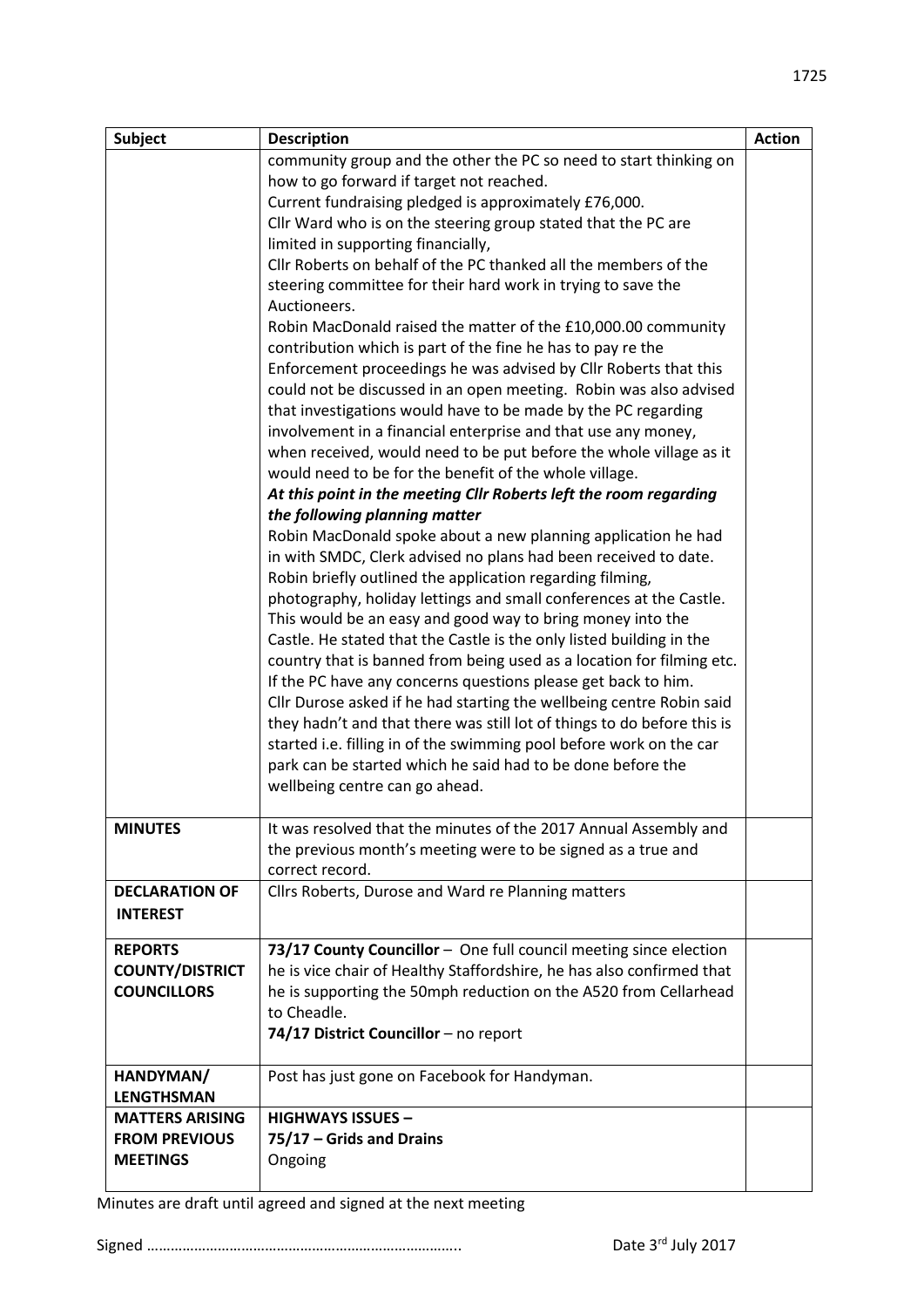| Subject | Description | Action |
|---|---|---|
| | community group and the other the PC so need to start thinking on how to go forward if target not reached.<br>Current fundraising pledged is approximately £76,000.<br>Cllr Ward who is on the steering group stated that the PC are limited in supporting financially,<br>Cllr Roberts on behalf of the PC thanked all the members of the steering committee for their hard work in trying to save the Auctioneers.<br>Robin MacDonald raised the matter of the £10,000.00 community contribution which is part of the fine he has to pay re the Enforcement proceedings he was advised by Cllr Roberts that this could not be discussed in an open meeting. Robin was also advised that investigations would have to be made by the PC regarding involvement in a financial enterprise and that use any money, when received, would need to be put before the whole village as it would need to be for the benefit of the whole village.<br>***At this point in the meeting Cllr Roberts left the room regarding the following planning matter***<br>Robin MacDonald spoke about a new planning application he had in with SMDC, Clerk advised no plans had been received to date. Robin briefly outlined the application regarding filming, photography, holiday lettings and small conferences at the Castle. This would be an easy and good way to bring money into the Castle. He stated that the Castle is the only listed building in the country that is banned from being used as a location for filming etc. If the PC have any concerns questions please get back to him.<br>Cllr Durose asked if he had starting the wellbeing centre Robin said they hadn't and that there was still lot of things to do before this is started i.e. filling in of the swimming pool before work on the car park can be started which he said had to be done before the wellbeing centre can go ahead. | |
| **MINUTES** | It was resolved that the minutes of the 2017 Annual Assembly and the previous month's meeting were to be signed as a true and correct record. | |
| **DECLARATION OF INTEREST** | Cllrs Roberts, Durose and Ward re Planning matters | |
| **REPORTS COUNTY/DISTRICT COUNCILLORS** | **73/17 County Councillor** – One full council meeting since election he is vice chair of Healthy Staffordshire, he has also confirmed that he is supporting the 50mph reduction on the A520 from Cellarhead to Cheadle.<br>**74/17 District Councillor** – no report | |
| **HANDYMAN/ LENGTHSMAN** | Post has just gone on Facebook for Handyman. | |
| **MATTERS ARISING FROM PREVIOUS MEETINGS** | **HIGHWAYS ISSUES –**<br>**75/17 – Grids and Drains**<br>Ongoing | |

Minutes are draft until agreed and signed at the next meeting

Signed …………………………………………………………………….. Date 3rd July 2017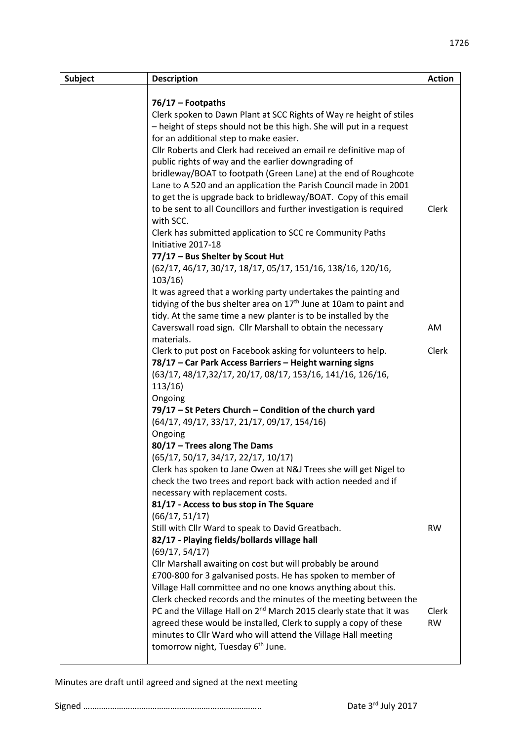| Subject | Description | Action |
|---|---|---|
| | **76/17 – Footpaths**<br>Clerk spoken to Dawn Plant at SCC Rights of Way re height of stiles – height of steps should not be this high. She will put in a request for an additional step to make easier.<br>Cllr Roberts and Clerk had received an email re definitive map of public rights of way and the earlier downgrading of bridleway/BOAT to footpath (Green Lane) at the end of Roughcote Lane to A 520 and an application the Parish Council made in 2001 to get the is upgrade back to bridleway/BOAT. Copy of this email to be sent to all Councillors and further investigation is required with SCC.<br>Clerk has submitted application to SCC re Community Paths Initiative 2017-18 | Clerk |
| | **77/17 – Bus Shelter by Scout Hut**<br>(62/17, 46/17, 30/17, 18/17, 05/17, 151/16, 138/16, 120/16, 103/16)<br>It was agreed that a working party undertakes the painting and tidying of the bus shelter area on 17th June at 10am to paint and tidy. At the same time a new planter is to be installed by the Caverswall road sign. Cllr Marshall to obtain the necessary materials.<br>Clerk to put post on Facebook asking for volunteers to help. | AM<br><br>Clerk |
| | **78/17 – Car Park Access Barriers – Height warning signs**<br>(63/17, 48/17,32/17, 20/17, 08/17, 153/16, 141/16, 126/16, 113/16)<br>Ongoing | |
| | **79/17 – St Peters Church – Condition of the church yard**<br>(64/17, 49/17, 33/17, 21/17, 09/17, 154/16)<br>Ongoing | |
| | **80/17 – Trees along The Dams**<br>(65/17, 50/17, 34/17, 22/17, 10/17)<br>Clerk has spoken to Jane Owen at N&J Trees she will get Nigel to check the two trees and report back with action needed and if necessary with replacement costs. | |
| | **81/17 - Access to bus stop in The Square**<br>(66/17, 51/17)<br>Still with Cllr Ward to speak to David Greatbach. | RW |
| | **82/17 - Playing fields/bollards village hall**<br>(69/17, 54/17)<br>Cllr Marshall awaiting on cost but will probably be around £700-800 for 3 galvanised posts. He has spoken to member of Village Hall committee and no one knows anything about this.<br>Clerk checked records and the minutes of the meeting between the PC and the Village Hall on 2nd March 2015 clearly state that it was agreed these would be installed, Clerk to supply a copy of these minutes to Cllr Ward who will attend the Village Hall meeting tomorrow night, Tuesday 6th June. | Clerk<br>RW |

Minutes are draft until agreed and signed at the next meeting

Signed ……………………………………………………………………. Date 3rd July 2017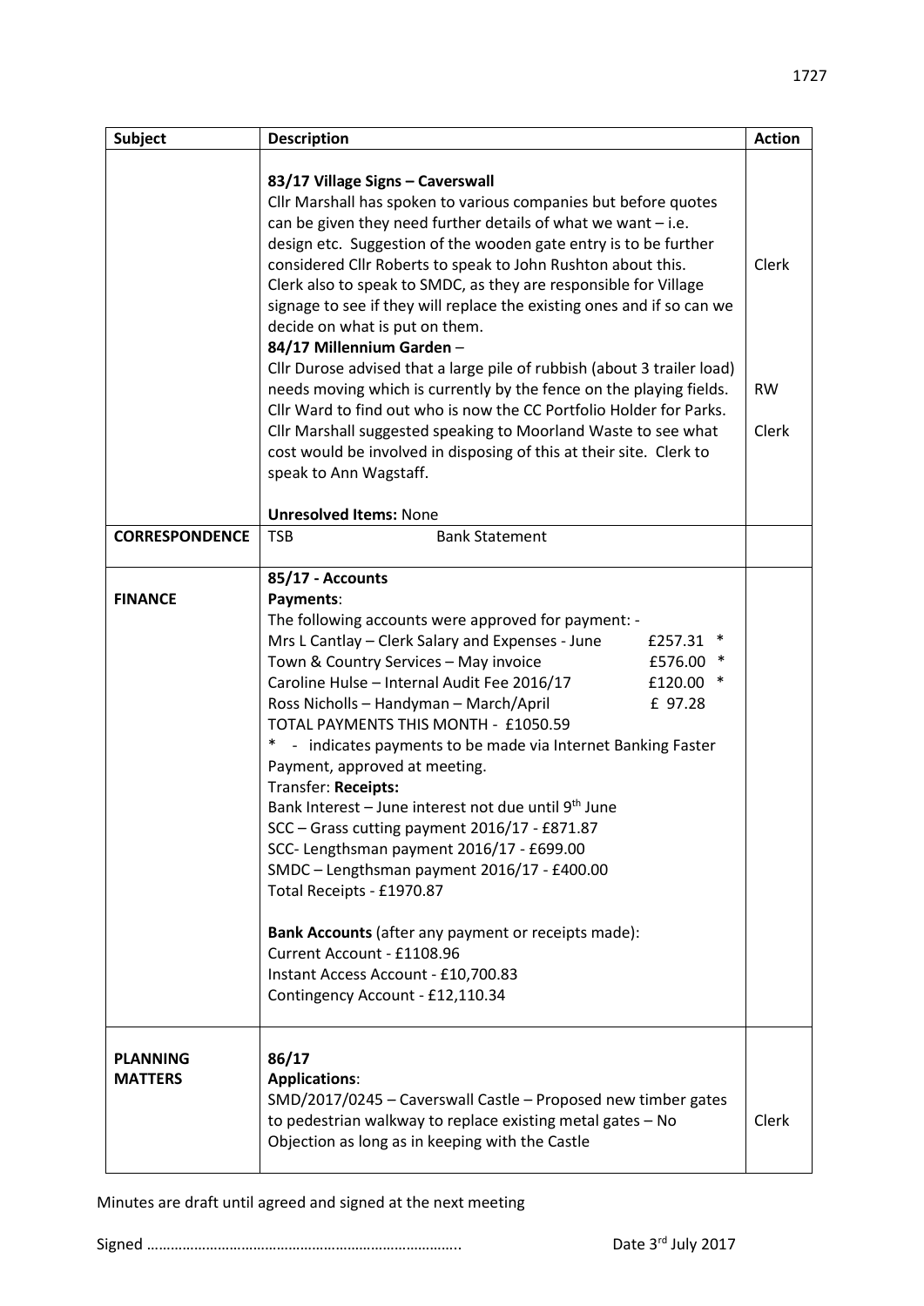| Subject | Description | Action |
|---|---|---|
| | **83/17 Village Signs – Caverswall**<br>Cllr Marshall has spoken to various companies but before quotes can be given they need further details of what we want – i.e. design etc. Suggestion of the wooden gate entry is to be further considered Cllr Roberts to speak to John Rushton about this. Clerk also to speak to SMDC, as they are responsible for Village signage to see if they will replace the existing ones and if so can we decide on what is put on them.<br>**84/17 Millennium Garden** –<br>Cllr Durose advised that a large pile of rubbish (about 3 trailer load) needs moving which is currently by the fence on the playing fields. Cllr Ward to find out who is now the CC Portfolio Holder for Parks. Cllr Marshall suggested speaking to Moorland Waste to see what cost would be involved in disposing of this at their site. Clerk to speak to Ann Wagstaff.<br><br>**Unresolved Items:** None | Clerk<br><br>RW<br>Clerk |
| **CORRESPONDENCE** | TSB Bank Statement | |
| **FINANCE** | **85/17 - Accounts**<br>**Payments**:<br>The following accounts were approved for payment: -<br>Mrs L Cantlay – Clerk Salary and Expenses - June £257.31 *<br>Town & Country Services – May invoice £576.00 *<br>Caroline Hulse – Internal Audit Fee 2016/17 £120.00 *<br>Ross Nicholls – Handyman – March/April £ 97.28<br>TOTAL PAYMENTS THIS MONTH - £1050.59<br>* - indicates payments to be made via Internet Banking Faster Payment, approved at meeting.<br>Transfer: **Receipts:**<br>Bank Interest – June interest not due until 9th June<br>SCC – Grass cutting payment 2016/17 - £871.87<br>SCC- Lengthsman payment 2016/17 - £699.00<br>SMDC – Lengthsman payment 2016/17 - £400.00<br>Total Receipts - £1970.87<br><br>**Bank Accounts** (after any payment or receipts made):<br>Current Account - £1108.96<br>Instant Access Account - £10,700.83<br>Contingency Account - £12,110.34 | |
| **PLANNING MATTERS** | **86/17**<br>**Applications**:<br>SMD/2017/0245 – Caverswall Castle – Proposed new timber gates to pedestrian walkway to replace existing metal gates – No Objection as long as in keeping with the Castle | Clerk |

Minutes are draft until agreed and signed at the next meeting

Signed ………………………………………………………………….. Date 3rd July 2017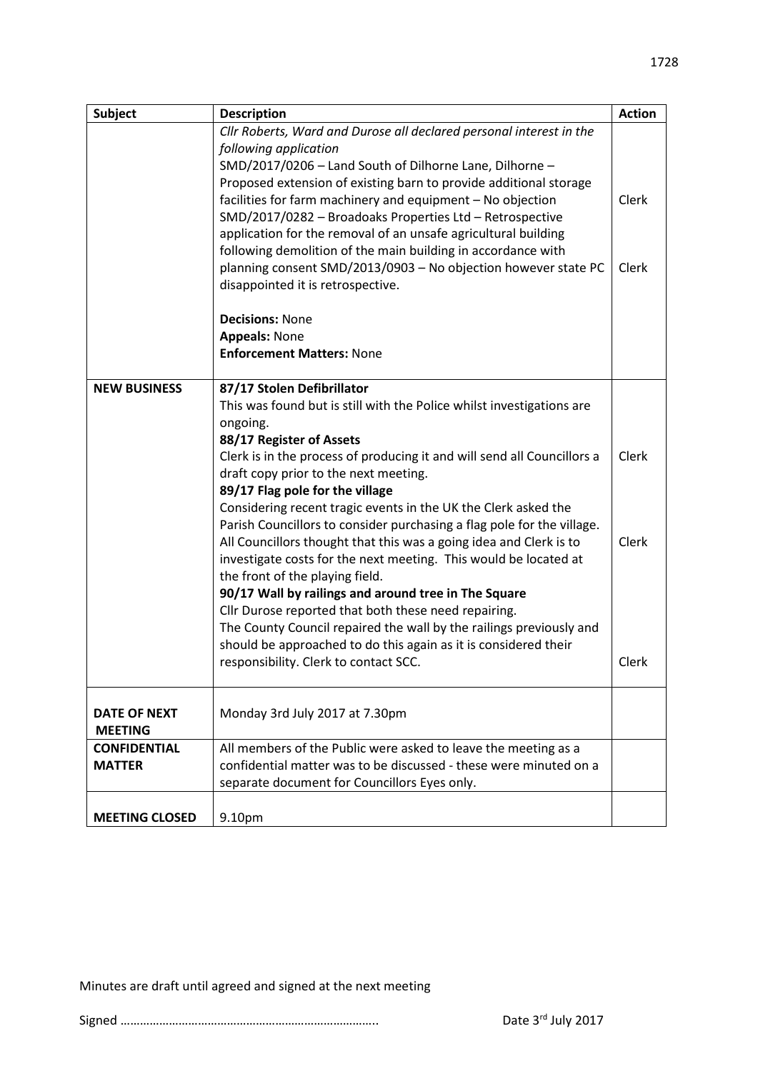| Subject | Description | Action |
|---|---|---|
| | *Cllr Roberts, Ward and Durose all declared personal interest in the following application* SMD/2017/0206 – Land South of Dilhorne Lane, Dilhorne – Proposed extension of existing barn to provide additional storage facilities for farm machinery and equipment – No objection | Clerk |
| | SMD/2017/0282 – Broadoaks Properties Ltd – Retrospective application for the removal of an unsafe agricultural building following demolition of the main building in accordance with planning consent SMD/2013/0903 – No objection however state PC disappointed it is retrospective. | Clerk |
| | **Decisions:** None<br>**Appeals:** None<br>**Enforcement Matters:** None | |
| **NEW BUSINESS** | **87/17 Stolen Defibrillator**<br>This was found but is still with the Police whilst investigations are ongoing. | |
| | **88/17 Register of Assets**<br>Clerk is in the process of producing it and will send all Councillors a draft copy prior to the next meeting. | Clerk |
| | **89/17 Flag pole for the village**<br>Considering recent tragic events in the UK the Clerk asked the Parish Councillors to consider purchasing a flag pole for the village. All Councillors thought that this was a going idea and Clerk is to investigate costs for the next meeting. This would be located at the front of the playing field. | Clerk |
| | **90/17 Wall by railings and around tree in The Square**<br>Cllr Durose reported that both these need repairing. The County Council repaired the wall by the railings previously and should be approached to do this again as it is considered their responsibility. Clerk to contact SCC. | Clerk |
| **DATE OF NEXT MEETING** | Monday 3rd July 2017 at 7.30pm | |
| **CONFIDENTIAL MATTER** | All members of the Public were asked to leave the meeting as a confidential matter was to be discussed - these were minuted on a separate document for Councillors Eyes only. | |
| **MEETING CLOSED** | 9.10pm | |

Minutes are draft until agreed and signed at the next meeting

Signed ……………………………………………………………………..   Date 3rd July 2017